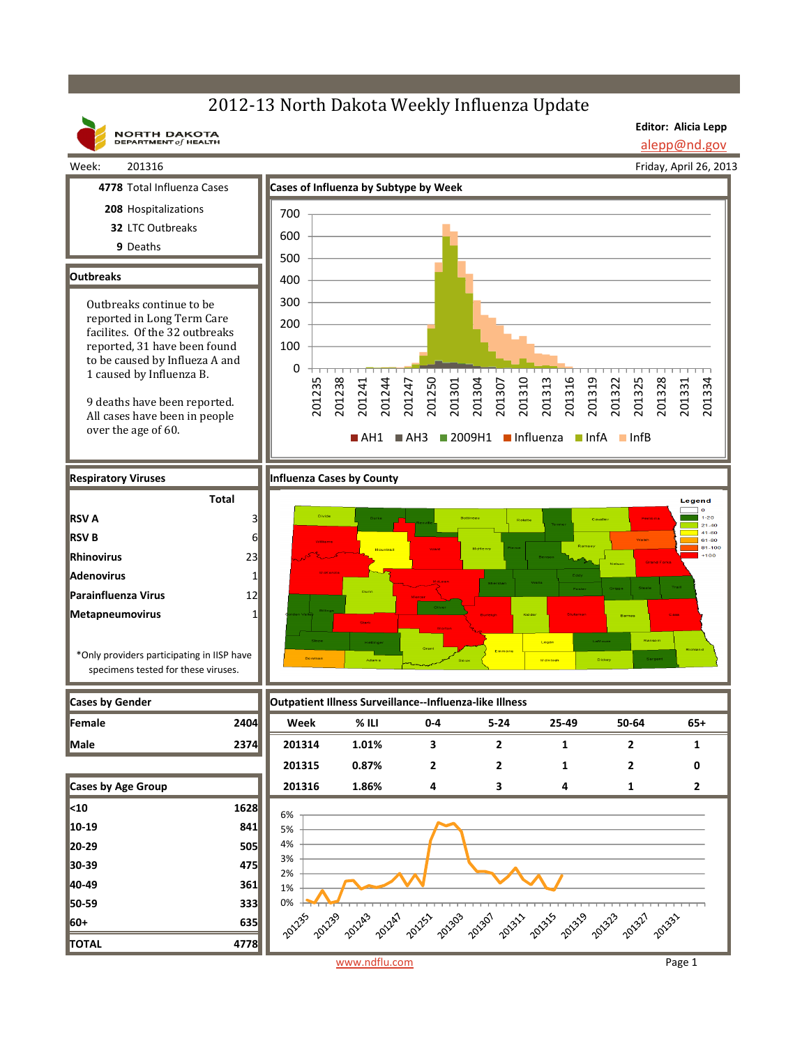# 2012-13 North Dakota Weekly Influenza Update

NORTH DAKOTA DEPARTMENT of HEALTH

**Editor: Alicia Lepp**
alepp@nd.gov

Week: 201316

Friday, April 26, 2013

**4778** Total Influenza Cases
**208** Hospitalizations
**32** LTC Outbreaks
**9** Deaths

## Outbreaks

Outbreaks continue to be reported in Long Term Care facilites. Of the 32 outbreaks reported, 31 have been found to be caused by Influeza A and 1 caused by Influenza B.

9 deaths have been reported. All cases have been in people over the age of 60.

## Cases of Influenza by Subtype by Week

AH1 | AH3 | 2009H1 | Influenza | InfA | InfB

## Respiratory Viruses

| | Total |
|---|---|
| **RSV A** | 3 |
| **RSV B** | 6 |
| **Rhinovirus** | 23 |
| **Adenovirus** | 1 |
| **Parainfluenza Virus** | 12 |
| **Metapneumovirus** | 1 |

*Only providers participating in IISP have specimens tested for these viruses.

## Influenza Cases by County

Legend: 0; 1-20; 21-40; 41-60; 61-80; 81-100; >100

## Cases by Gender

| | |
|---|---|
| **Female** | **2404** |
| **Male** | **2374** |

## Cases by Age Group

| | |
|---|---|
| **<10** | **1628** |
| **10-19** | **841** |
| **20-29** | **505** |
| **30-39** | **475** |
| **40-49** | **361** |
| **50-59** | **333** |
| **60+** | **635** |
| **TOTAL** | **4778** |

## Outpatient Illness Surveillance--Influenza-like Illness

| Week | % ILI | 0-4 | 5-24 | 25-49 | 50-64 | 65+ |
|---|---|---|---|---|---|---|
| 201314 | 1.01% | 3 | 2 | 1 | 2 | 1 |
| 201315 | 0.87% | 2 | 2 | 1 | 2 | 0 |
| 201316 | 1.86% | 4 | 3 | 4 | 1 | 2 |

www.ndflu.com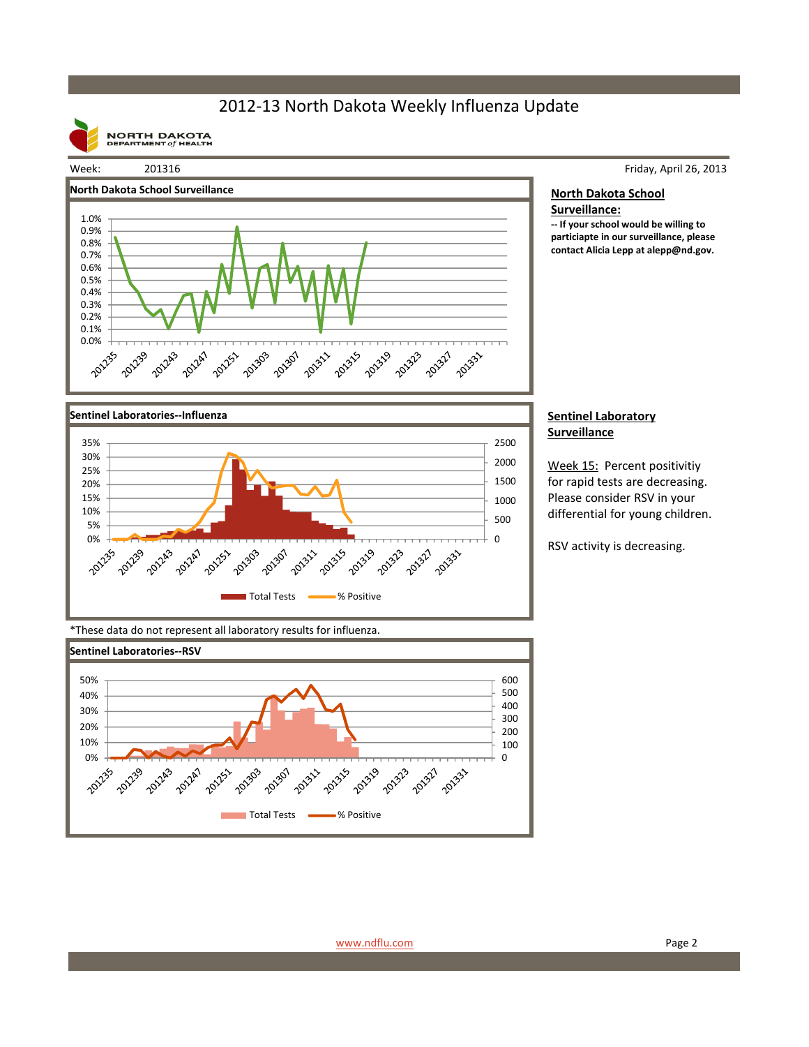# 2012-13 North Dakota Weekly Influenza Update

NORTH DAKOTA DEPARTMENT of HEALTH

Week: 201316

Friday, April 26, 2013

## North Dakota School Surveillance

1.0%
0.9%
0.8%
0.7%
0.6%
0.5%
0.4%
0.3%
0.2%
0.1%
0.0%

201235 201239 201243 201247 201251 201303 201307 201311 201315 201319 201323 201327 201331

## North Dakota School Surveillance:

**-- If your school would be willing to particiapte in our surveillance, please contact Alicia Lepp at alepp@nd.gov.**

## Sentinel Laboratories--Influenza

35%
30%
25%
20%
15%
10%
5%
0%

2500
2000
1500
1000
500
0

201235 201239 201243 201247 201251 201303 201307 201311 201315 201319 201323 201327 201331

Total Tests
% Positive

*These data do not represent all laboratory results for influenza.

## Sentinel Laboratory Surveillance

Week 15: Percent positivitiy for rapid tests are decreasing. Please consider RSV in your differential for young children.

RSV activity is decreasing.

## Sentinel Laboratories--RSV

50%
40%
30%
20%
10%
0%

600
500
400
300
200
100
0

201235 201239 201243 201247 201251 201303 201307 201311 201315 201319 201323 201327 201331

Total Tests
% Positive

www.ndflu.com